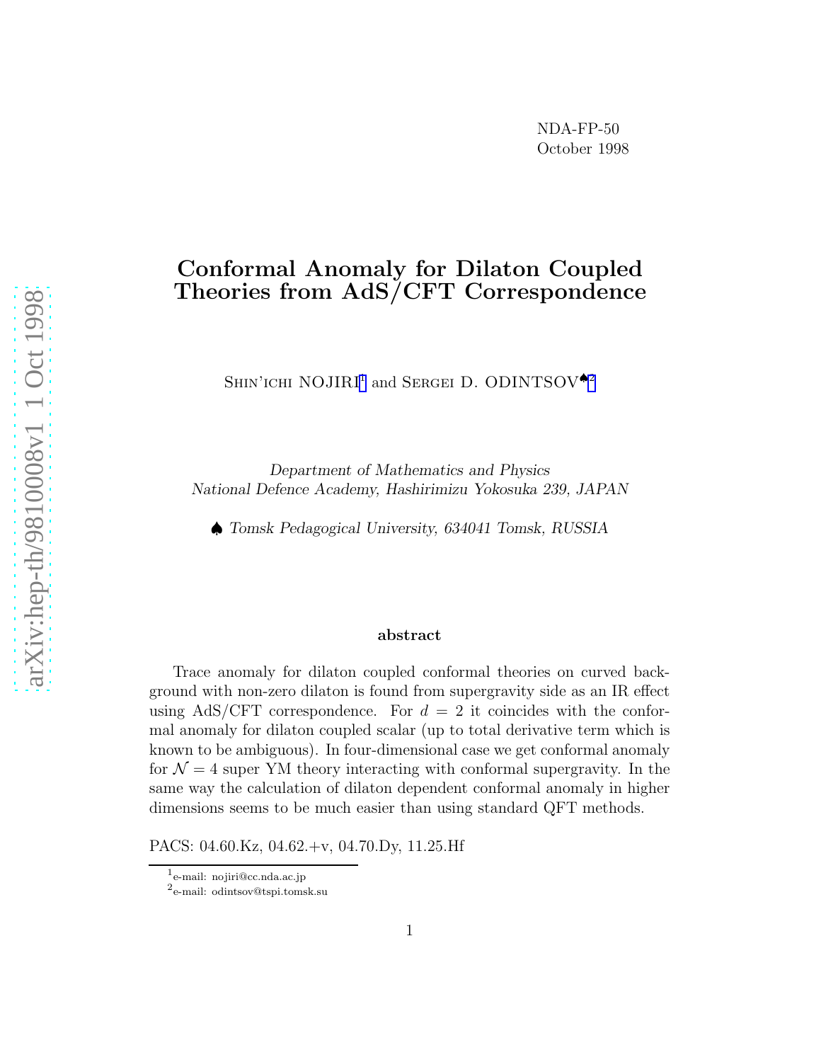NDA-FP-50
October 1998

# Conformal Anomaly for Dilaton Coupled Theories from AdS/CFT Correspondence

Shin'ichi NOJIRI[1] and Sergei D. ODINTSOV♠[2]

*Department of Mathematics and Physics*
*National Defence Academy, Hashirimizu Yokosuka 239, JAPAN*

♠ *Tomsk Pedagogical University, 634041 Tomsk, RUSSIA*

### abstract

Trace anomaly for dilaton coupled conformal theories on curved background with non-zero dilaton is found from supergravity side as an IR effect using AdS/CFT correspondence. For $d = 2$ it coincides with the conformal anomaly for dilaton coupled scalar (up to total derivative term which is known to be ambiguous). In four-dimensional case we get conformal anomaly for $\mathcal{N} = 4$ super YM theory interacting with conformal supergravity. In the same way the calculation of dilaton dependent conformal anomaly in higher dimensions seems to be much easier than using standard QFT methods.

PACS: 04.60.Kz, 04.62.+v, 04.70.Dy, 11.25.Hf

[1] e-mail: nojiri@cc.nda.ac.jp
[2] e-mail: odintsov@tspi.tomsk.su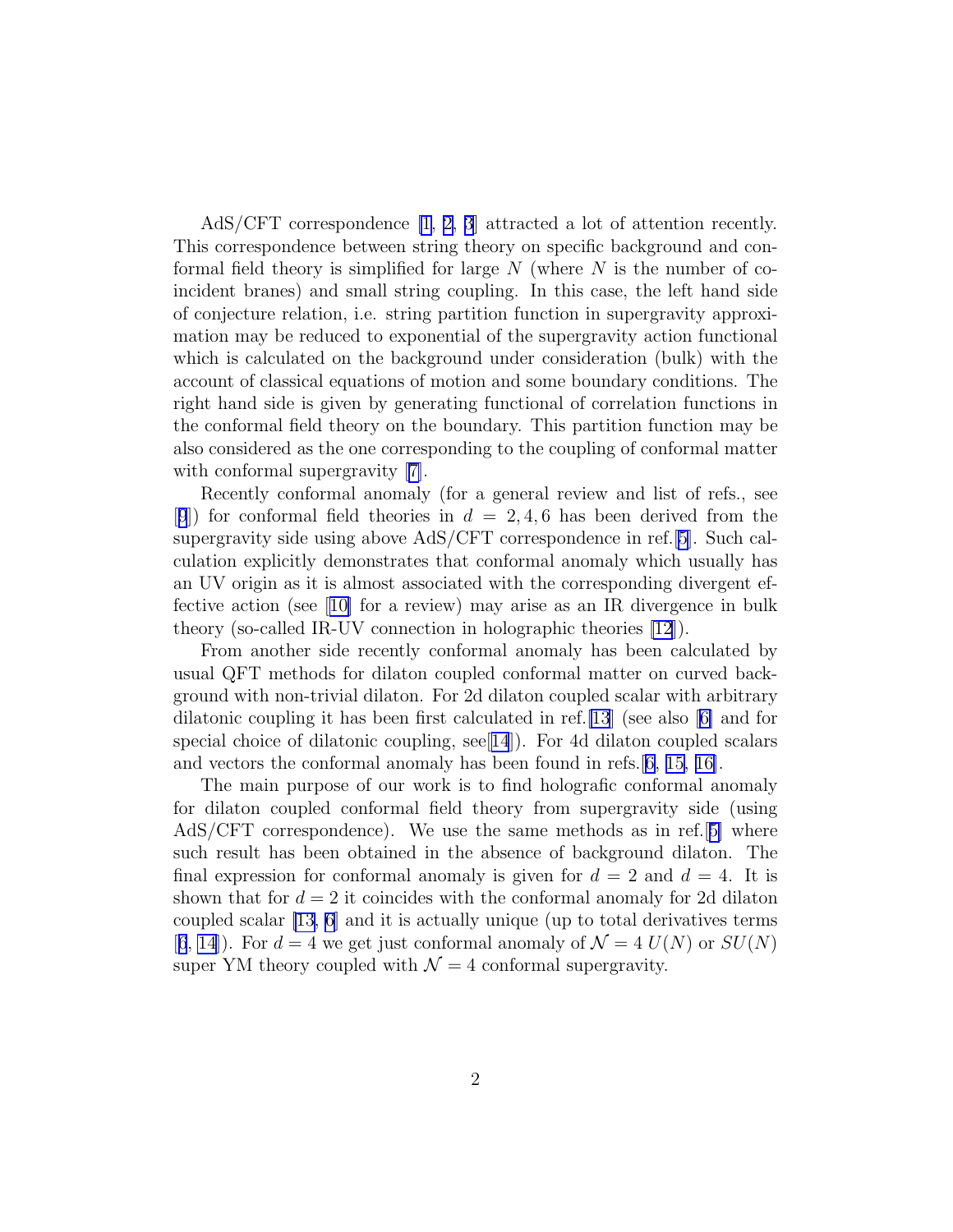AdS/CFT correspondence [1, 2, 3] attracted a lot of attention recently. This correspondence between string theory on specific background and conformal field theory is simplified for large $N$ (where $N$ is the number of coincident branes) and small string coupling. In this case, the left hand side of conjecture relation, i.e. string partition function in supergravity approximation may be reduced to exponential of the supergravity action functional which is calculated on the background under consideration (bulk) with the account of classical equations of motion and some boundary conditions. The right hand side is given by generating functional of correlation functions in the conformal field theory on the boundary. This partition function may be also considered as the one corresponding to the coupling of conformal matter with conformal supergravity [7].

Recently conformal anomaly (for a general review and list of refs., see [9]) for conformal field theories in $d = 2, 4, 6$ has been derived from the supergravity side using above AdS/CFT correspondence in ref.[5]. Such calculation explicitly demonstrates that conformal anomaly which usually has an UV origin as it is almost associated with the corresponding divergent effective action (see [10] for a review) may arise as an IR divergence in bulk theory (so-called IR-UV connection in holographic theories [12]).

From another side recently conformal anomaly has been calculated by usual QFT methods for dilaton coupled conformal matter on curved background with non-trivial dilaton. For 2d dilaton coupled scalar with arbitrary dilatonic coupling it has been first calculated in ref.[13] (see also [6] and for special choice of dilatonic coupling, see[14]). For 4d dilaton coupled scalars and vectors the conformal anomaly has been found in refs.[6, 15, 16].

The main purpose of our work is to find holografic conformal anomaly for dilaton coupled conformal field theory from supergravity side (using AdS/CFT correspondence). We use the same methods as in ref.[5] where such result has been obtained in the absence of background dilaton. The final expression for conformal anomaly is given for $d = 2$ and $d = 4$. It is shown that for $d = 2$ it coincides with the conformal anomaly for 2d dilaton coupled scalar [13, 6] and it is actually unique (up to total derivatives terms [6, 14]). For $d = 4$ we get just conformal anomaly of $\mathcal{N} = 4$ $U(N)$ or $SU(N)$ super YM theory coupled with $\mathcal{N} = 4$ conformal supergravity.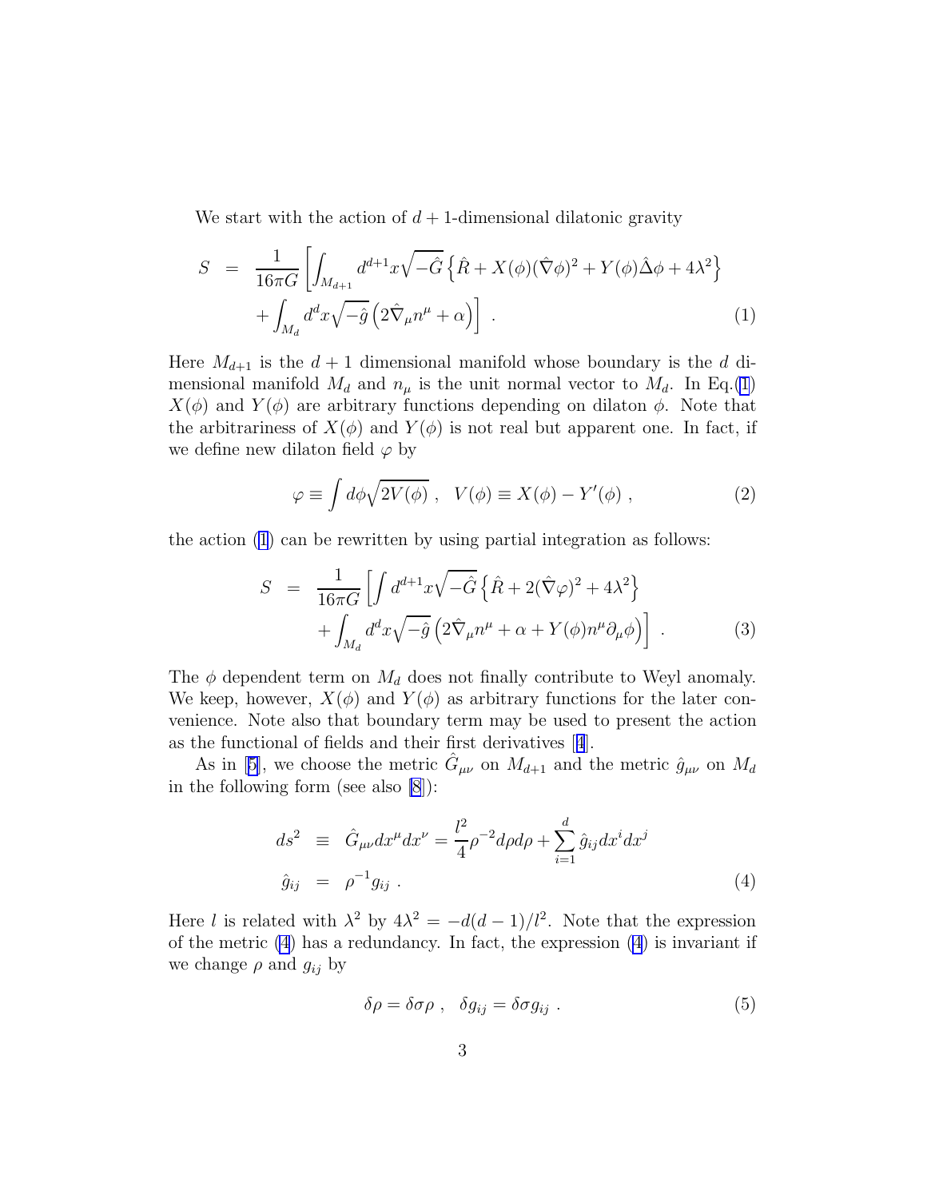We start with the action of $d+1$-dimensional dilatonic gravity

$$
\begin{aligned}
S &= \frac{1}{16\pi G}\left[\int_{M_{d+1}} d^{d+1}x\sqrt{-\hat{G}}\left\{\hat{R} + X(\phi)(\hat{\nabla}\phi)^2 + Y(\phi)\hat{\Delta}\phi + 4\lambda^2\right\}\right. \\
&\quad \left. + \int_{M_d} d^d x\sqrt{-\hat{g}}\left(2\hat{\nabla}_\mu n^\mu + \alpha\right)\right] . \qquad (1)
\end{aligned}
$$

Here $M_{d+1}$ is the $d+1$ dimensional manifold whose boundary is the $d$ dimensional manifold $M_d$ and $n_\mu$ is the unit normal vector to $M_d$. In Eq.(1) $X(\phi)$ and $Y(\phi)$ are arbitrary functions depending on dilaton $\phi$. Note that the arbitrariness of $X(\phi)$ and $Y(\phi)$ is not real but apparent one. In fact, if we define new dilaton field $\varphi$ by

$$
\varphi \equiv \int d\phi\sqrt{2V(\phi)} , \quad V(\phi) \equiv X(\phi) - Y'(\phi) , \qquad (2)
$$

the action (1) can be rewritten by using partial integration as follows:

$$
\begin{aligned}
S &= \frac{1}{16\pi G}\left[\int d^{d+1}x\sqrt{-\hat{G}}\left\{\hat{R} + 2(\hat{\nabla}\varphi)^2 + 4\lambda^2\right\}\right. \\
&\quad \left. + \int_{M_d} d^d x\sqrt{-\hat{g}}\left(2\hat{\nabla}_\mu n^\mu + \alpha + Y(\phi)n^\mu\partial_\mu\phi\right)\right] . \qquad (3)
\end{aligned}
$$

The $\phi$ dependent term on $M_d$ does not finally contribute to Weyl anomaly. We keep, however, $X(\phi)$ and $Y(\phi)$ as arbitrary functions for the later convenience. Note also that boundary term may be used to present the action as the functional of fields and their first derivatives [4].

As in [5], we choose the metric $\hat{G}_{\mu\nu}$ on $M_{d+1}$ and the metric $\hat{g}_{\mu\nu}$ on $M_d$ in the following form (see also [8]):

$$
\begin{aligned}
ds^2 &\equiv \hat{G}_{\mu\nu}dx^\mu dx^\nu = \frac{l^2}{4}\rho^{-2}d\rho d\rho + \sum_{i=1}^{d}\hat{g}_{ij}dx^i dx^j \\
\hat{g}_{ij} &= \rho^{-1}g_{ij} . \qquad (4)
\end{aligned}
$$

Here $l$ is related with $\lambda^2$ by $4\lambda^2 = -d(d-1)/l^2$. Note that the expression of the metric (4) has a redundancy. In fact, the expression (4) is invariant if we change $\rho$ and $g_{ij}$ by

$$
\delta\rho = \delta\sigma\rho , \quad \delta g_{ij} = \delta\sigma g_{ij} . \qquad (5)
$$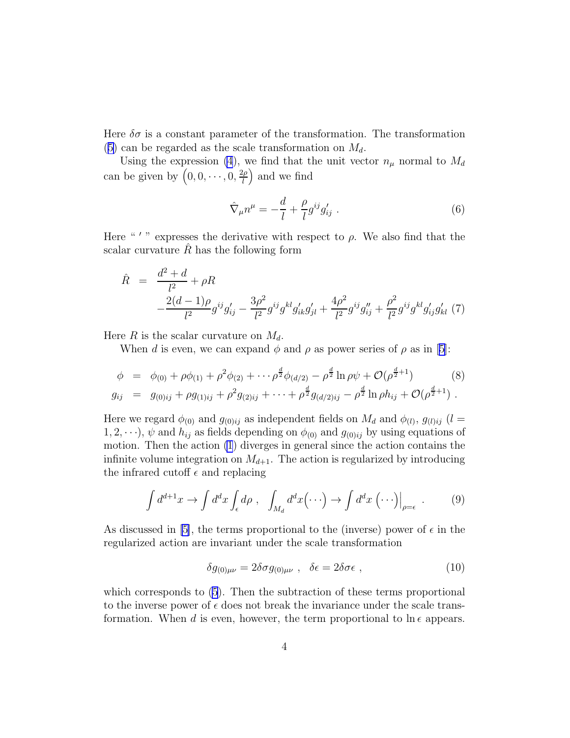Here $\delta\sigma$ is a constant parameter of the transformation. The transformation (5) can be regarded as the scale transformation on $M_d$.

Using the expression (4), we find that the unit vector $n_\mu$ normal to $M_d$ can be given by $\left(0, 0, \cdots, 0, \frac{2\rho}{l}\right)$ and we find

$$\hat{\nabla}_\mu n^\mu = -\frac{d}{l} + \frac{\rho}{l} g^{ij} g'_{ij} \ . \tag{6}$$

Here " $'$ " expresses the derivative with respect to $\rho$. We also find that the scalar curvature $\hat{R}$ has the following form

$$\begin{aligned}
\hat{R} &= \frac{d^2+d}{l^2} + \rho R \\
&\quad - \frac{2(d-1)\rho}{l^2} g^{ij} g'_{ij} - \frac{3\rho^2}{l^2} g^{ij} g^{kl} g'_{ik} g'_{jl} + \frac{4\rho^2}{l^2} g^{ij} g''_{ij} + \frac{\rho^2}{l^2} g^{ij} g^{kl} g'_{ij} g'_{kl}
\end{aligned} \tag{7}$$

Here $R$ is the scalar curvature on $M_d$.

When $d$ is even, we can expand $\phi$ and $\rho$ as power series of $\rho$ as in [5]:

$$\begin{aligned}
\phi &= \phi_{(0)} + \rho\phi_{(1)} + \rho^2\phi_{(2)} + \cdots \rho^{\frac{d}{2}}\phi_{(d/2)} - \rho^{\frac{d}{2}} \ln\rho\,\psi + \mathcal{O}(\rho^{\frac{d}{2}+1}) \\
g_{ij} &= g_{(0)ij} + \rho g_{(1)ij} + \rho^2 g_{(2)ij} + \cdots + \rho^{\frac{d}{2}} g_{(d/2)ij} - \rho^{\frac{d}{2}} \ln\rho\, h_{ij} + \mathcal{O}(\rho^{\frac{d}{2}+1}) \ .
\end{aligned} \tag{8}$$

Here we regard $\phi_{(0)}$ and $g_{(0)ij}$ as independent fields on $M_d$ and $\phi_{(l)}$, $g_{(l)ij}$ ($l = 1, 2, \cdots$), $\psi$ and $h_{ij}$ as fields depending on $\phi_{(0)}$ and $g_{(0)ij}$ by using equations of motion. Then the action (1) diverges in general since the action contains the infinite volume integration on $M_{d+1}$. The action is regularized by introducing the infrared cutoff $\epsilon$ and replacing

$$\int d^{d+1}x \to \int d^d x \int_\epsilon d\rho \ , \quad \int_{M_d} d^d x \Big(\cdots\Big) \to \int d^d x \left.\Big(\cdots\Big)\right|_{\rho=\epsilon} \ . \tag{9}$$

As discussed in [5], the terms proportional to the (inverse) power of $\epsilon$ in the regularized action are invariant under the scale transformation

$$\delta g_{(0)\mu\nu} = 2\delta\sigma g_{(0)\mu\nu} \ , \quad \delta\epsilon = 2\delta\sigma\epsilon \ , \tag{10}$$

which corresponds to (5). Then the subtraction of these terms proportional to the inverse power of $\epsilon$ does not break the invariance under the scale transformation. When $d$ is even, however, the term proportional to $\ln\epsilon$ appears.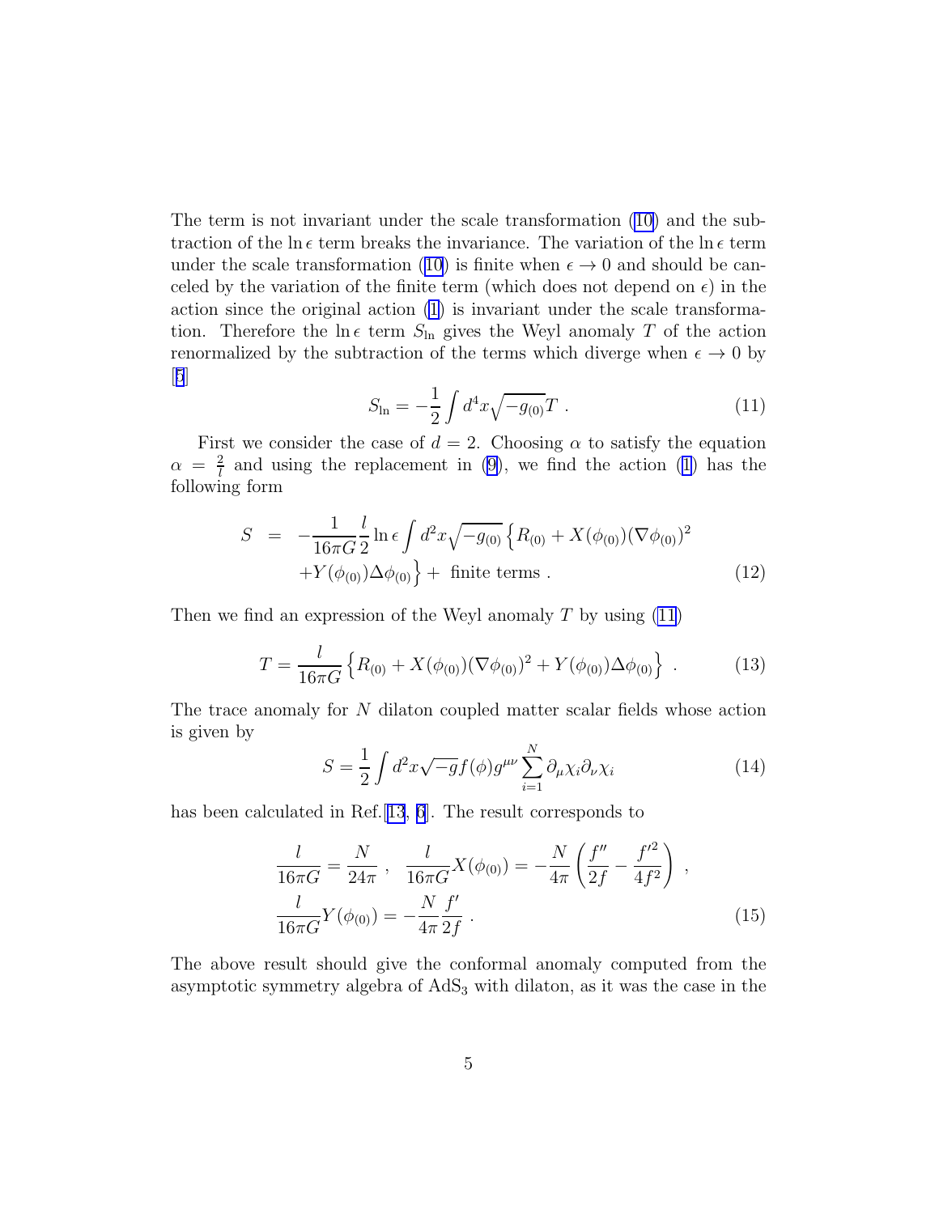The term is not invariant under the scale transformation (10) and the subtraction of the $\ln \epsilon$ term breaks the invariance. The variation of the $\ln \epsilon$ term under the scale transformation (10) is finite when $\epsilon \to 0$ and should be canceled by the variation of the finite term (which does not depend on $\epsilon$) in the action since the original action (1) is invariant under the scale transformation. Therefore the $\ln \epsilon$ term $S_{\rm ln}$ gives the Weyl anomaly $T$ of the action renormalized by the subtraction of the terms which diverge when $\epsilon \to 0$ by [5]

$$S_{\rm ln} = -\frac{1}{2}\int d^4x \sqrt{-g_{(0)}}T \ . \tag{11}$$

First we consider the case of $d=2$. Choosing $\alpha$ to satisfy the equation $\alpha = \frac{2}{l}$ and using the replacement in (9), we find the action (1) has the following form

$$\begin{aligned} S &= -\frac{1}{16\pi G}\frac{l}{2}\ln\epsilon \int d^2x\sqrt{-g_{(0)}}\left\{R_{(0)} + X(\phi_{(0)})(\nabla\phi_{(0)})^2 \right. \\ &\quad \left. + Y(\phi_{(0)})\Delta\phi_{(0)}\right\} + \text{ finite terms} \ . \end{aligned} \tag{12}$$

Then we find an expression of the Weyl anomaly $T$ by using (11)

$$T = \frac{l}{16\pi G}\left\{R_{(0)} + X(\phi_{(0)})(\nabla\phi_{(0)})^2 + Y(\phi_{(0)})\Delta\phi_{(0)}\right\} \ . \tag{13}$$

The trace anomaly for $N$ dilaton coupled matter scalar fields whose action is given by

$$S = \frac{1}{2}\int d^2x\sqrt{-g}f(\phi)g^{\mu\nu}\sum_{i=1}^{N}\partial_\mu\chi_i\partial_\nu\chi_i \tag{14}$$

has been calculated in Ref.[13, 6]. The result corresponds to

$$\begin{aligned} &\frac{l}{16\pi G} = \frac{N}{24\pi} \ , \quad \frac{l}{16\pi G}X(\phi_{(0)}) = -\frac{N}{4\pi}\left(\frac{f''}{2f} - \frac{f'^2}{4f^2}\right) \ , \\ &\frac{l}{16\pi G}Y(\phi_{(0)}) = -\frac{N}{4\pi}\frac{f'}{2f} \ . \end{aligned} \tag{15}$$

The above result should give the conformal anomaly computed from the asymptotic symmetry algebra of $AdS_3$ with dilaton, as it was the case in the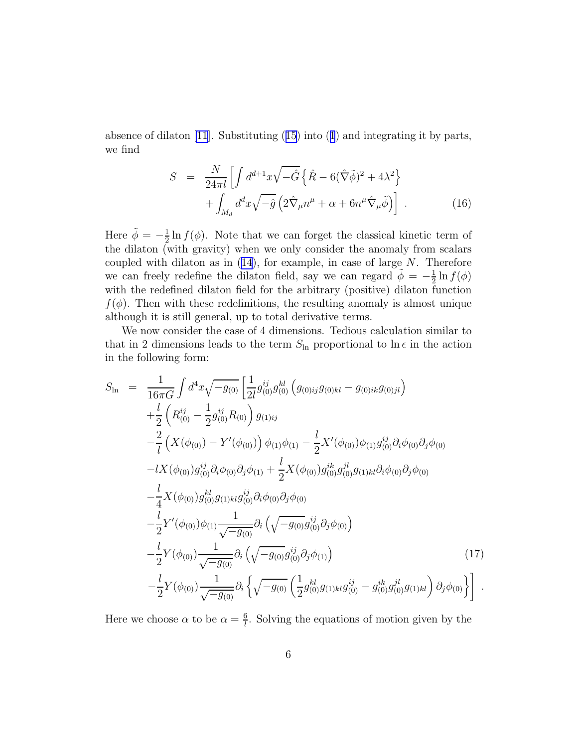absence of dilaton [11]. Substituting (15) into (1) and integrating it by parts, we find

$$
\begin{aligned}
S &= \frac{N}{24\pi l}\left[\int d^{d+1}x\sqrt{-\hat{G}}\left\{\hat{R} - 6(\hat{\nabla}\tilde{\phi})^2 + 4\lambda^2\right\}\right. \\
&\quad \left. + \int_{M_d} d^d x\sqrt{-\hat{g}}\left(2\hat{\nabla}_\mu n^\mu + \alpha + 6n^\mu \hat{\nabla}_\mu\tilde{\phi}\right)\right] . \qquad (16)
\end{aligned}
$$

Here $\tilde{\phi} = -\frac{1}{2}\ln f(\phi)$. Note that we can forget the classical kinetic term of the dilaton (with gravity) when we only consider the anomaly from scalars coupled with dilaton as in (14), for example, in case of large $N$. Therefore we can freely redefine the dilaton field, say we can regard $\tilde{\phi} = -\frac{1}{2}\ln f(\phi)$ with the redefined dilaton field for the arbitrary (positive) dilaton function $f(\phi)$. Then with these redefinitions, the resulting anomaly is almost unique although it is still general, up to total derivative terms.

We now consider the case of 4 dimensions. Tedious calculation similar to that in 2 dimensions leads to the term $S_{\ln}$ proportional to $\ln\epsilon$ in the action in the following form:

$$
\begin{aligned}
S_{\ln} &= \frac{1}{16\pi G}\int d^4x\sqrt{-g_{(0)}}\left[\frac{1}{2l}g_{(0)}^{ij}g_{(0)}^{kl}\left(g_{(0)ij}g_{(0)kl} - g_{(0)ik}g_{(0)jl}\right)\right. \\
&\quad + \frac{l}{2}\left(R_{(0)}^{ij} - \frac{1}{2}g_{(0)}^{ij}R_{(0)}\right)g_{(1)ij} \\
&\quad - \frac{2}{l}\left(X(\phi_{(0)}) - Y'(\phi_{(0)})\right)\phi_{(1)}\phi_{(1)} - \frac{l}{2}X'(\phi_{(0)})\phi_{(1)}g_{(0)}^{ij}\partial_i\phi_{(0)}\partial_j\phi_{(0)} \\
&\quad - lX(\phi_{(0)})g_{(0)}^{ij}\partial_i\phi_{(0)}\partial_j\phi_{(1)} + \frac{l}{2}X(\phi_{(0)})g_{(0)}^{ik}g_{(0)}^{jl}g_{(1)kl}\partial_i\phi_{(0)}\partial_j\phi_{(0)} \\
&\quad - \frac{l}{4}X(\phi_{(0)})g_{(0)}^{kl}g_{(1)kl}g_{(0)}^{ij}\partial_i\phi_{(0)}\partial_j\phi_{(0)} \\
&\quad - \frac{l}{2}Y'(\phi_{(0)})\phi_{(1)}\frac{1}{\sqrt{-g_{(0)}}}\partial_i\left(\sqrt{-g_{(0)}}g_{(0)}^{ij}\partial_j\phi_{(0)}\right) \\
&\quad - \frac{l}{2}Y(\phi_{(0)})\frac{1}{\sqrt{-g_{(0)}}}\partial_i\left(\sqrt{-g_{(0)}}g_{(0)}^{ij}\partial_j\phi_{(1)}\right) \qquad (17) \\
&\quad \left. - \frac{l}{2}Y(\phi_{(0)})\frac{1}{\sqrt{-g_{(0)}}}\partial_i\left\{\sqrt{-g_{(0)}}\left(\frac{1}{2}g_{(0)}^{kl}g_{(1)kl}g_{(0)}^{ij} - g_{(0)}^{ik}g_{(0)}^{jl}g_{(1)kl}\right)\partial_j\phi_{(0)}\right\}\right] .
\end{aligned}
$$

Here we choose $\alpha$ to be $\alpha = \frac{6}{l}$. Solving the equations of motion given by the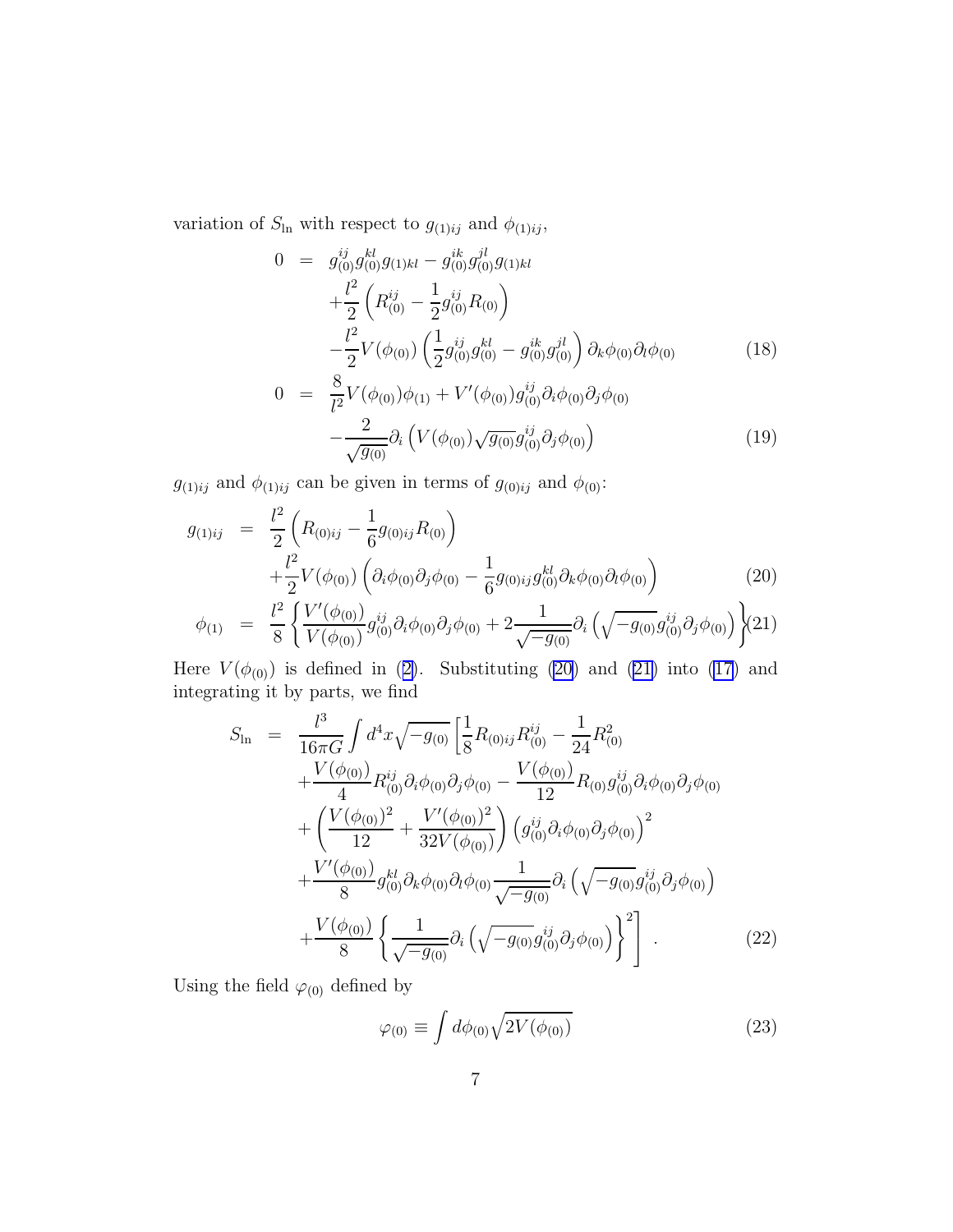variation of $S_{\rm ln}$ with respect to $g_{(1)ij}$ and $\phi_{(1)ij}$,

$$
\begin{aligned}
0 &= g_{(0)}^{ij} g_{(0)}^{kl} g_{(1)kl} - g_{(0)}^{ik} g_{(0)}^{jl} g_{(1)kl} \\
&\quad + \frac{l^2}{2}\left(R_{(0)}^{ij} - \frac{1}{2} g_{(0)}^{ij} R_{(0)}\right) \\
&\quad - \frac{l^2}{2} V(\phi_{(0)}) \left(\frac{1}{2} g_{(0)}^{ij} g_{(0)}^{kl} - g_{(0)}^{ik} g_{(0)}^{jl}\right) \partial_k \phi_{(0)} \partial_l \phi_{(0)} \qquad (18) \\
0 &= \frac{8}{l^2} V(\phi_{(0)}) \phi_{(1)} + V'(\phi_{(0)}) g_{(0)}^{ij} \partial_i \phi_{(0)} \partial_j \phi_{(0)} \\
&\quad - \frac{2}{\sqrt{g_{(0)}}} \partial_i \left(V(\phi_{(0)}) \sqrt{g_{(0)}} g_{(0)}^{ij} \partial_j \phi_{(0)}\right) \qquad (19)
\end{aligned}
$$

$g_{(1)ij}$ and $\phi_{(1)ij}$ can be given in terms of $g_{(0)ij}$ and $\phi_{(0)}$:

$$
\begin{aligned}
g_{(1)ij} &= \frac{l^2}{2}\left(R_{(0)ij} - \frac{1}{6} g_{(0)ij} R_{(0)}\right) \\
&\quad + \frac{l^2}{2} V(\phi_{(0)}) \left(\partial_i \phi_{(0)} \partial_j \phi_{(0)} - \frac{1}{6} g_{(0)ij} g_{(0)}^{kl} \partial_k \phi_{(0)} \partial_l \phi_{(0)}\right) \qquad (20) \\
\phi_{(1)} &= \frac{l^2}{8} \left\{ \frac{V'(\phi_{(0)})}{V(\phi_{(0)})} g_{(0)}^{ij} \partial_i \phi_{(0)} \partial_j \phi_{(0)} + 2 \frac{1}{\sqrt{-g_{(0)}}} \partial_i \left(\sqrt{-g_{(0)}} g_{(0)}^{ij} \partial_j \phi_{(0)}\right) \right\} \qquad (21)
\end{aligned}
$$

Here $V(\phi_{(0)})$ is defined in (2). Substituting (20) and (21) into (17) and integrating it by parts, we find

$$
\begin{aligned}
S_{\rm ln} &= \frac{l^3}{16\pi G} \int d^4x \sqrt{-g_{(0)}} \left[ \frac{1}{8} R_{(0)ij} R_{(0)}^{ij} - \frac{1}{24} R_{(0)}^2 \right. \\
&\quad + \frac{V(\phi_{(0)})}{4} R_{(0)}^{ij} \partial_i \phi_{(0)} \partial_j \phi_{(0)} - \frac{V(\phi_{(0)})}{12} R_{(0)} g_{(0)}^{ij} \partial_i \phi_{(0)} \partial_j \phi_{(0)} \\
&\quad + \left( \frac{V(\phi_{(0)})^2}{12} + \frac{V'(\phi_{(0)})^2}{32 V(\phi_{(0)})} \right) \left( g_{(0)}^{ij} \partial_i \phi_{(0)} \partial_j \phi_{(0)} \right)^2 \\
&\quad + \frac{V'(\phi_{(0)})}{8} g_{(0)}^{kl} \partial_k \phi_{(0)} \partial_l \phi_{(0)} \frac{1}{\sqrt{-g_{(0)}}} \partial_i \left( \sqrt{-g_{(0)}} g_{(0)}^{ij} \partial_j \phi_{(0)} \right) \\
&\quad \left. + \frac{V(\phi_{(0)})}{8} \left\{ \frac{1}{\sqrt{-g_{(0)}}} \partial_i \left( \sqrt{-g_{(0)}} g_{(0)}^{ij} \partial_j \phi_{(0)} \right) \right\}^2 \right] . \qquad (22)
\end{aligned}
$$

Using the field $\varphi_{(0)}$ defined by

$$
\varphi_{(0)} \equiv \int d\phi_{(0)} \sqrt{2V(\phi_{(0)})} \qquad (23)
$$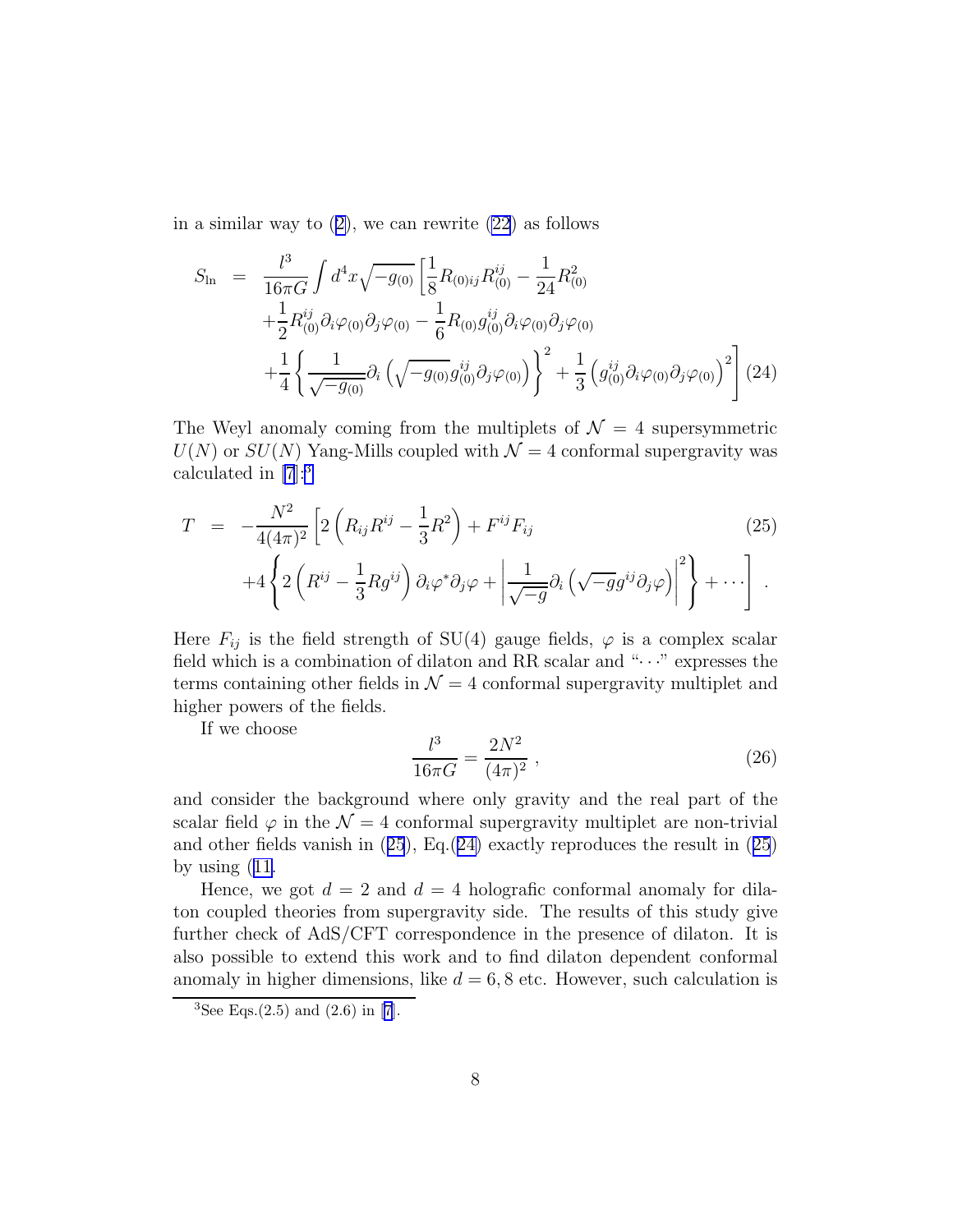in a similar way to (2), we can rewrite (22) as follows

$$
\begin{aligned}
S_{\rm ln} &= \frac{l^3}{16\pi G}\int d^4x\sqrt{-g_{(0)}}\left[\frac{1}{8}R_{(0)ij}R_{(0)}^{ij} - \frac{1}{24}R_{(0)}^2\right. \\
&\quad +\frac{1}{2}R_{(0)}^{ij}\partial_i\varphi_{(0)}\partial_j\varphi_{(0)} - \frac{1}{6}R_{(0)}g_{(0)}^{ij}\partial_i\varphi_{(0)}\partial_j\varphi_{(0)} \\
&\quad \left. +\frac{1}{4}\left\{\frac{1}{\sqrt{-g_{(0)}}}\partial_i\left(\sqrt{-g_{(0)}}g_{(0)}^{ij}\partial_j\varphi_{(0)}\right)\right\}^2 + \frac{1}{3}\left(g_{(0)}^{ij}\partial_i\varphi_{(0)}\partial_j\varphi_{(0)}\right)^2\right] \quad (24)
\end{aligned}
$$

The Weyl anomaly coming from the multiplets of $\mathcal{N}=4$ supersymmetric $U(N)$ or $SU(N)$ Yang-Mills coupled with $\mathcal{N}=4$ conformal supergravity was calculated in [7]:[3]

$$
\begin{aligned}
T &= -\frac{N^2}{4(4\pi)^2}\left[2\left(R_{ij}R^{ij} - \frac{1}{3}R^2\right) + F^{ij}F_{ij}\right. \quad (25)\\
&\quad \left. +4\left\{2\left(R^{ij} - \frac{1}{3}Rg^{ij}\right)\partial_i\varphi^*\partial_j\varphi + \left|\frac{1}{\sqrt{-g}}\partial_i\left(\sqrt{-g}g^{ij}\partial_j\varphi\right)\right|^2\right\} + \cdots\right] .
\end{aligned}
$$

Here $F_{ij}$ is the field strength of SU(4) gauge fields, $\varphi$ is a complex scalar field which is a combination of dilaton and RR scalar and "$\cdots$" expresses the terms containing other fields in $\mathcal{N}=4$ conformal supergravity multiplet and higher powers of the fields.

If we choose

$$
\frac{l^3}{16\pi G} = \frac{2N^2}{(4\pi)^2} , \quad (26)
$$

and consider the background where only gravity and the real part of the scalar field $\varphi$ in the $\mathcal{N}=4$ conformal supergravity multiplet are non-trivial and other fields vanish in (25), Eq.(24) exactly reproduces the result in (25) by using (11.

Hence, we got $d=2$ and $d=4$ holografic conformal anomaly for dilaton coupled theories from supergravity side. The results of this study give further check of AdS/CFT correspondence in the presence of dilaton. It is also possible to extend this work and to find dilaton dependent conformal anomaly in higher dimensions, like $d=6,8$ etc. However, such calculation is

[3] See Eqs.(2.5) and (2.6) in [7].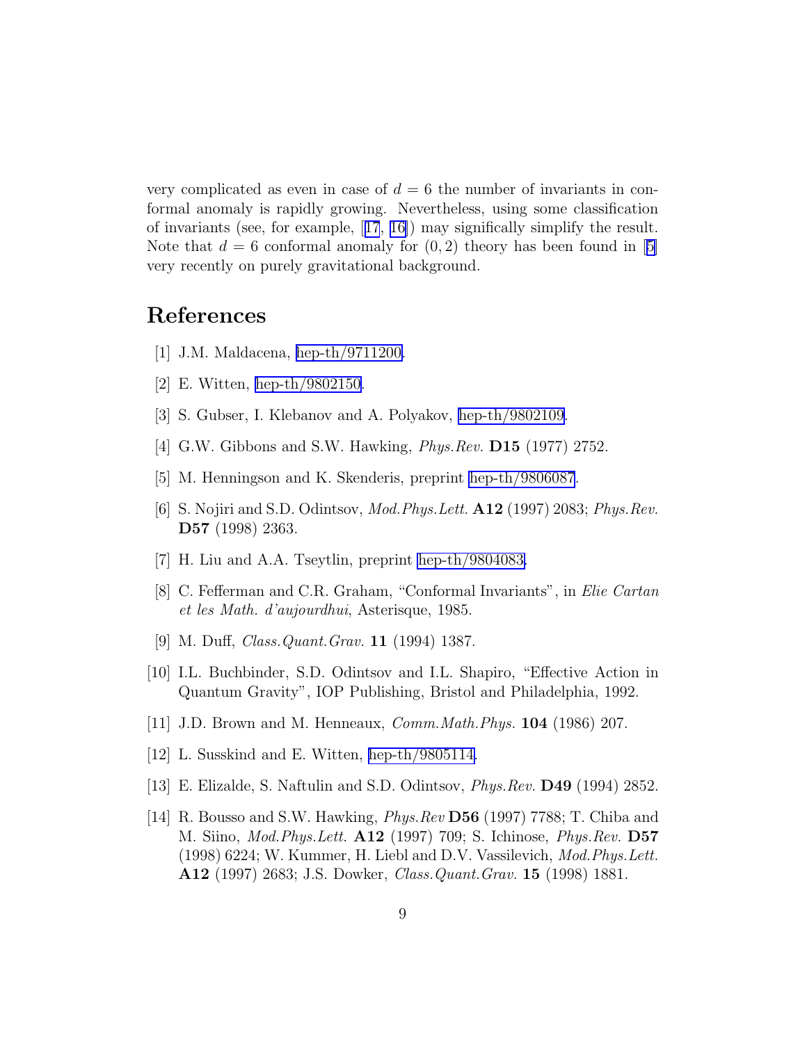very complicated as even in case of $d = 6$ the number of invariants in conformal anomaly is rapidly growing. Nevertheless, using some classification of invariants (see, for example, [17, 16]) may significally simplify the result. Note that $d = 6$ conformal anomaly for $(0, 2)$ theory has been found in [5] very recently on purely gravitational background.

# References

[1] J.M. Maldacena, hep-th/9711200.

[2] E. Witten, hep-th/9802150.

[3] S. Gubser, I. Klebanov and A. Polyakov, hep-th/9802109.

[4] G.W. Gibbons and S.W. Hawking, *Phys.Rev.* **D15** (1977) 2752.

[5] M. Henningson and K. Skenderis, preprint hep-th/9806087.

[6] S. Nojiri and S.D. Odintsov, *Mod.Phys.Lett.* **A12** (1997) 2083; *Phys.Rev.* **D57** (1998) 2363.

[7] H. Liu and A.A. Tseytlin, preprint hep-th/9804083.

[8] C. Fefferman and C.R. Graham, "Conformal Invariants", in *Elie Cartan et les Math. d'aujourdhui*, Asterisque, 1985.

[9] M. Duff, *Class.Quant.Grav.* **11** (1994) 1387.

[10] I.L. Buchbinder, S.D. Odintsov and I.L. Shapiro, "Effective Action in Quantum Gravity", IOP Publishing, Bristol and Philadelphia, 1992.

[11] J.D. Brown and M. Henneaux, *Comm.Math.Phys.* **104** (1986) 207.

[12] L. Susskind and E. Witten, hep-th/9805114.

[13] E. Elizalde, S. Naftulin and S.D. Odintsov, *Phys.Rev.* **D49** (1994) 2852.

[14] R. Bousso and S.W. Hawking, *Phys.Rev* **D56** (1997) 7788; T. Chiba and M. Siino, *Mod.Phys.Lett.* **A12** (1997) 709; S. Ichinose, *Phys.Rev.* **D57** (1998) 6224; W. Kummer, H. Liebl and D.V. Vassilevich, *Mod.Phys.Lett.* **A12** (1997) 2683; J.S. Dowker, *Class.Quant.Grav.* **15** (1998) 1881.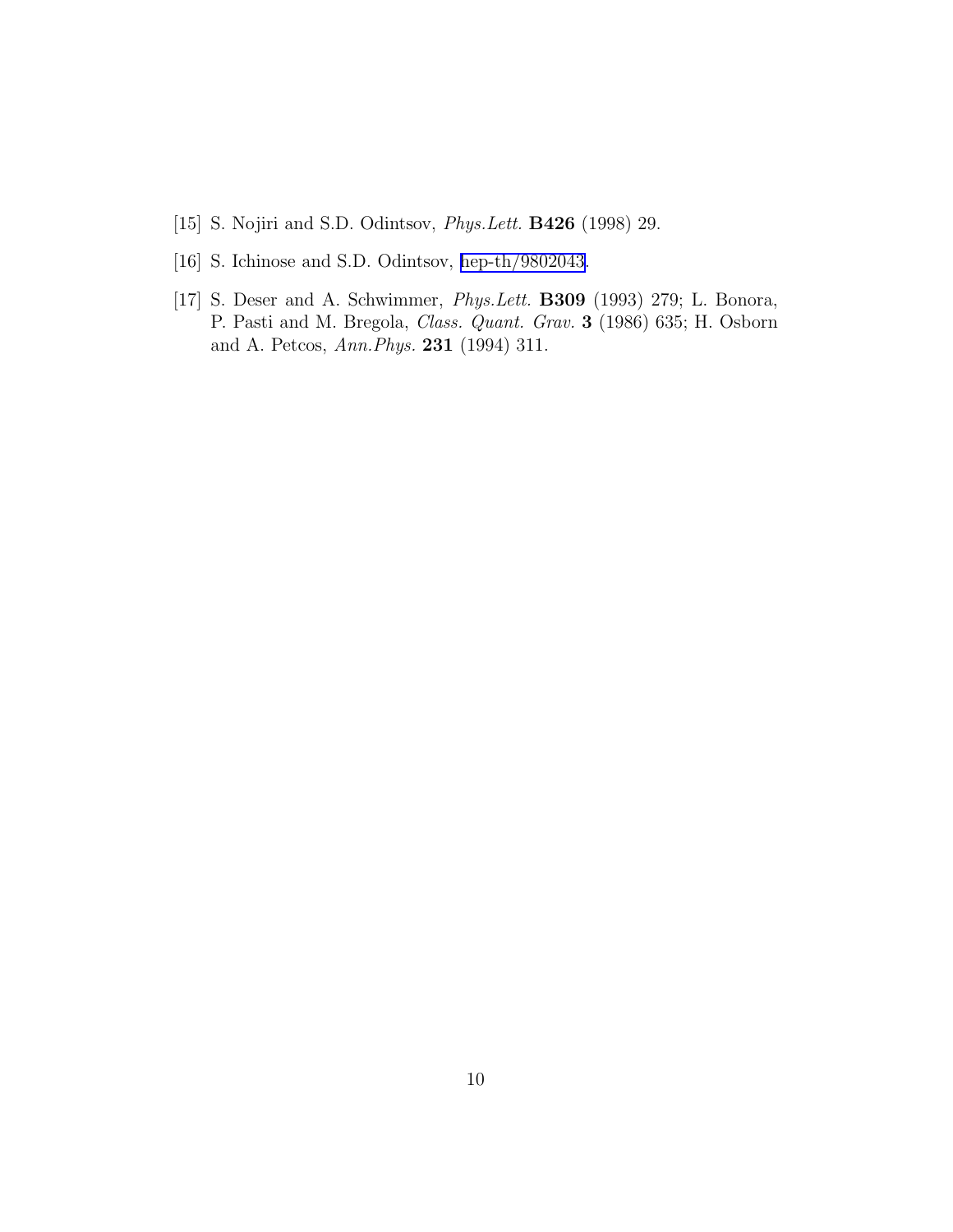[15] S. Nojiri and S.D. Odintsov, *Phys.Lett.* **B426** (1998) 29.

[16] S. Ichinose and S.D. Odintsov, hep-th/9802043.

[17] S. Deser and A. Schwimmer, *Phys.Lett.* **B309** (1993) 279; L. Bonora, P. Pasti and M. Bregola, *Class. Quant. Grav.* **3** (1986) 635; H. Osborn and A. Petcos, *Ann.Phys.* **231** (1994) 311.